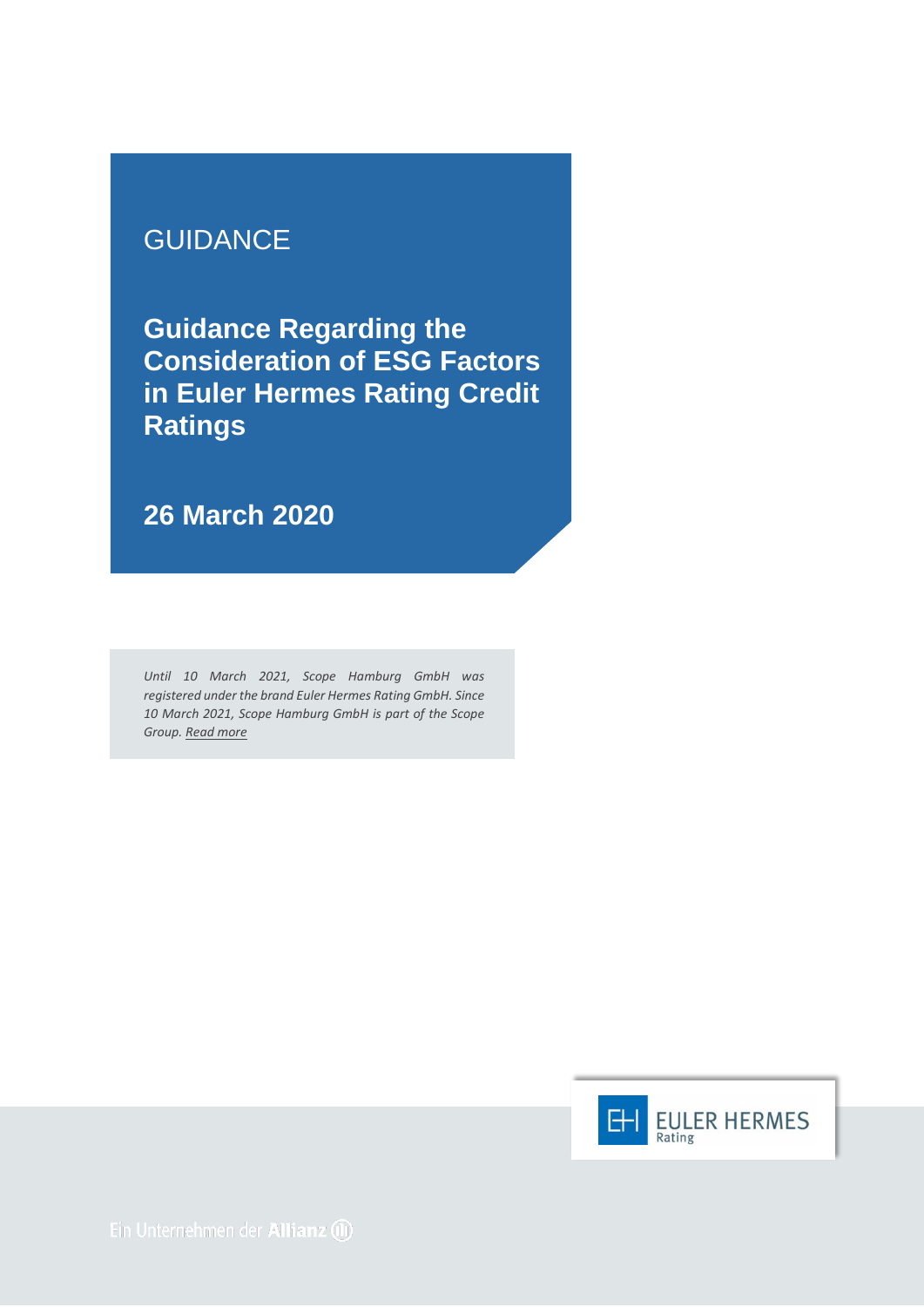GUIDANCE

# Guidance Regarding the Consideration of ESG Factors in Euler Hermes Rating Credit Ratings

## 26 March 2020

*Until 10 March 2021, Scope Hamburg GmbH was registered under the brand Euler Hermes Rating GmbH. Since 10 March 2021, Scope Hamburg GmbH is part of the Scope Group. Read more*

EULER HERMES Rating

Ein Unternehmen der Allianz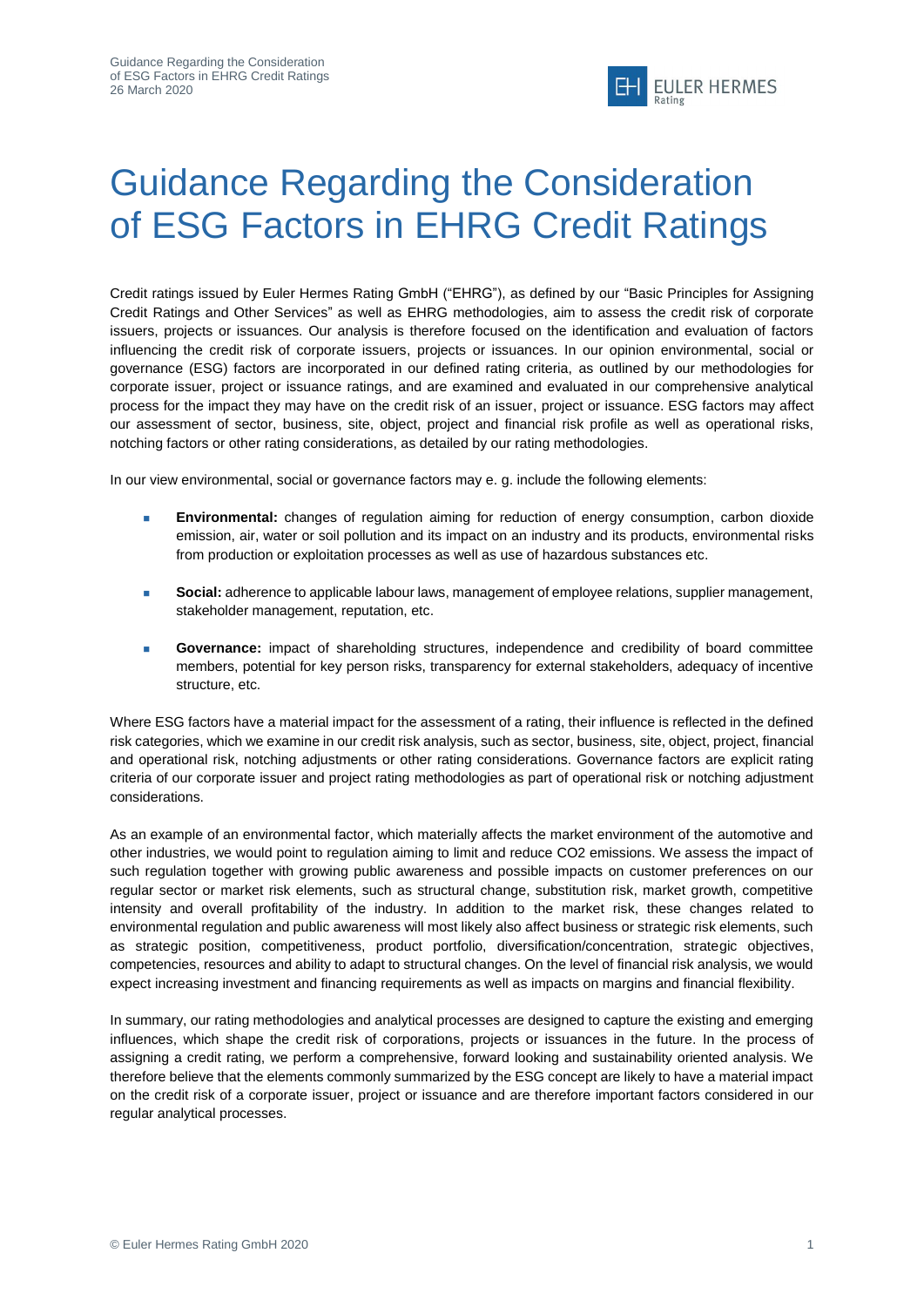# Guidance Regarding the Consideration of ESG Factors in EHRG Credit Ratings

Credit ratings issued by Euler Hermes Rating GmbH ("EHRG"), as defined by our "Basic Principles for Assigning Credit Ratings and Other Services" as well as EHRG methodologies, aim to assess the credit risk of corporate issuers, projects or issuances. Our analysis is therefore focused on the identification and evaluation of factors influencing the credit risk of corporate issuers, projects or issuances. In our opinion environmental, social or governance (ESG) factors are incorporated in our defined rating criteria, as outlined by our methodologies for corporate issuer, project or issuance ratings, and are examined and evaluated in our comprehensive analytical process for the impact they may have on the credit risk of an issuer, project or issuance. ESG factors may affect our assessment of sector, business, site, object, project and financial risk profile as well as operational risks, notching factors or other rating considerations, as detailed by our rating methodologies.

In our view environmental, social or governance factors may e. g. include the following elements:

- **Environmental:** changes of regulation aiming for reduction of energy consumption, carbon dioxide emission, air, water or soil pollution and its impact on an industry and its products, environmental risks from production or exploitation processes as well as use of hazardous substances etc.
- **Social:** adherence to applicable labour laws, management of employee relations, supplier management, stakeholder management, reputation, etc.
- **Governance:** impact of shareholding structures, independence and credibility of board committee members, potential for key person risks, transparency for external stakeholders, adequacy of incentive structure, etc.

Where ESG factors have a material impact for the assessment of a rating, their influence is reflected in the defined risk categories, which we examine in our credit risk analysis, such as sector, business, site, object, project, financial and operational risk, notching adjustments or other rating considerations. Governance factors are explicit rating criteria of our corporate issuer and project rating methodologies as part of operational risk or notching adjustment considerations.

As an example of an environmental factor, which materially affects the market environment of the automotive and other industries, we would point to regulation aiming to limit and reduce $CO_2$ emissions. We assess the impact of such regulation together with growing public awareness and possible impacts on customer preferences on our regular sector or market risk elements, such as structural change, substitution risk, market growth, competitive intensity and overall profitability of the industry. In addition to the market risk, these changes related to environmental regulation and public awareness will most likely also affect business or strategic risk elements, such as strategic position, competitiveness, product portfolio, diversification/concentration, strategic objectives, competencies, resources and ability to adapt to structural changes. On the level of financial risk analysis, we would expect increasing investment and financing requirements as well as impacts on margins and financial flexibility.

In summary, our rating methodologies and analytical processes are designed to capture the existing and emerging influences, which shape the credit risk of corporations, projects or issuances in the future. In the process of assigning a credit rating, we perform a comprehensive, forward looking and sustainability oriented analysis. We therefore believe that the elements commonly summarized by the ESG concept are likely to have a material impact on the credit risk of a corporate issuer, project or issuance and are therefore important factors considered in our regular analytical processes.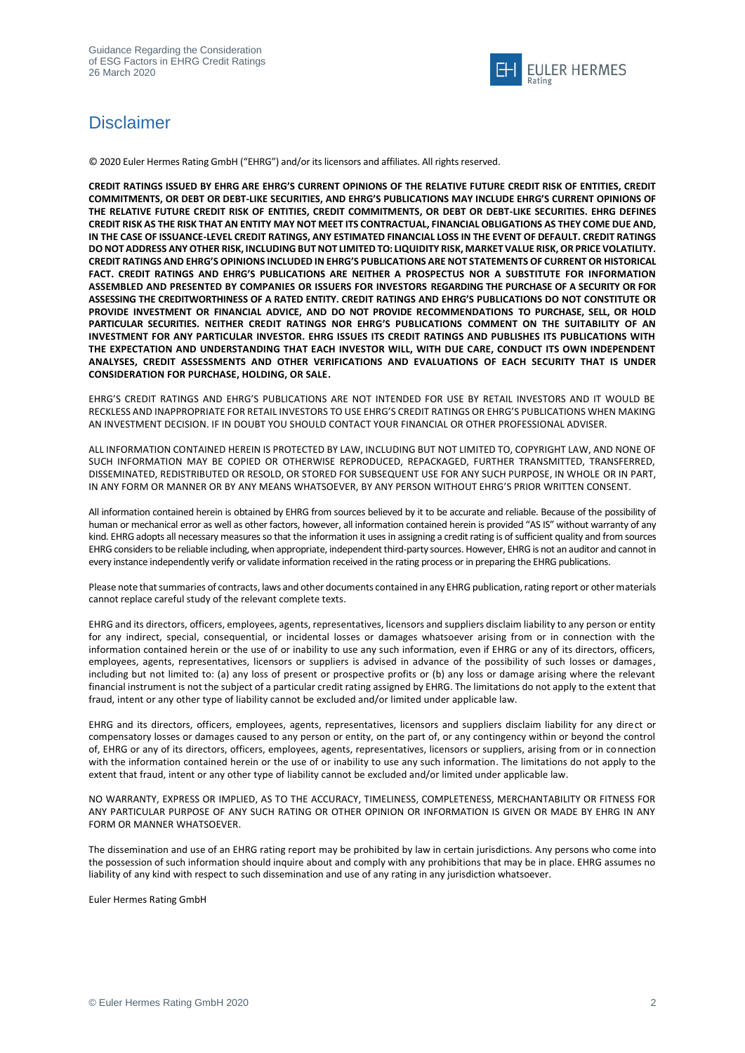# Disclaimer

© 2020 Euler Hermes Rating GmbH ("EHRG") and/or its licensors and affiliates. All rights reserved.

**CREDIT RATINGS ISSUED BY EHRG ARE EHRG'S CURRENT OPINIONS OF THE RELATIVE FUTURE CREDIT RISK OF ENTITIES, CREDIT COMMITMENTS, OR DEBT OR DEBT-LIKE SECURITIES, AND EHRG'S PUBLICATIONS MAY INCLUDE EHRG'S CURRENT OPINIONS OF THE RELATIVE FUTURE CREDIT RISK OF ENTITIES, CREDIT COMMITMENTS, OR DEBT OR DEBT-LIKE SECURITIES. EHRG DEFINES CREDIT RISK AS THE RISK THAT AN ENTITY MAY NOT MEET ITS CONTRACTUAL, FINANCIAL OBLIGATIONS AS THEY COME DUE AND, IN THE CASE OF ISSUANCE-LEVEL CREDIT RATINGS, ANY ESTIMATED FINANCIAL LOSS IN THE EVENT OF DEFAULT. CREDIT RATINGS DO NOT ADDRESS ANY OTHER RISK, INCLUDING BUT NOT LIMITED TO: LIQUIDITY RISK, MARKET VALUE RISK, OR PRICE VOLATILITY. CREDIT RATINGS AND EHRG'S OPINIONS INCLUDED IN EHRG'S PUBLICATIONS ARE NOT STATEMENTS OF CURRENT OR HISTORICAL FACT. CREDIT RATINGS AND EHRG'S PUBLICATIONS ARE NEITHER A PROSPECTUS NOR A SUBSTITUTE FOR INFORMATION ASSEMBLED AND PRESENTED BY COMPANIES OR ISSUERS FOR INVESTORS REGARDING THE PURCHASE OF A SECURITY OR FOR ASSESSING THE CREDITWORTHINESS OF A RATED ENTITY. CREDIT RATINGS AND EHRG'S PUBLICATIONS DO NOT CONSTITUTE OR PROVIDE INVESTMENT OR FINANCIAL ADVICE, AND DO NOT PROVIDE RECOMMENDATIONS TO PURCHASE, SELL, OR HOLD PARTICULAR SECURITIES. NEITHER CREDIT RATINGS NOR EHRG'S PUBLICATIONS COMMENT ON THE SUITABILITY OF AN INVESTMENT FOR ANY PARTICULAR INVESTOR. EHRG ISSUES ITS CREDIT RATINGS AND PUBLISHES ITS PUBLICATIONS WITH THE EXPECTATION AND UNDERSTANDING THAT EACH INVESTOR WILL, WITH DUE CARE, CONDUCT ITS OWN INDEPENDENT ANALYSES, CREDIT ASSESSMENTS AND OTHER VERIFICATIONS AND EVALUATIONS OF EACH SECURITY THAT IS UNDER CONSIDERATION FOR PURCHASE, HOLDING, OR SALE.**

EHRG'S CREDIT RATINGS AND EHRG'S PUBLICATIONS ARE NOT INTENDED FOR USE BY RETAIL INVESTORS AND IT WOULD BE RECKLESS AND INAPPROPRIATE FOR RETAIL INVESTORS TO USE EHRG'S CREDIT RATINGS OR EHRG'S PUBLICATIONS WHEN MAKING AN INVESTMENT DECISION. IF IN DOUBT YOU SHOULD CONTACT YOUR FINANCIAL OR OTHER PROFESSIONAL ADVISER.

ALL INFORMATION CONTAINED HEREIN IS PROTECTED BY LAW, INCLUDING BUT NOT LIMITED TO, COPYRIGHT LAW, AND NONE OF SUCH INFORMATION MAY BE COPIED OR OTHERWISE REPRODUCED, REPACKAGED, FURTHER TRANSMITTED, TRANSFERRED, DISSEMINATED, REDISTRIBUTED OR RESOLD, OR STORED FOR SUBSEQUENT USE FOR ANY SUCH PURPOSE, IN WHOLE OR IN PART, IN ANY FORM OR MANNER OR BY ANY MEANS WHATSOEVER, BY ANY PERSON WITHOUT EHRG'S PRIOR WRITTEN CONSENT.

All information contained herein is obtained by EHRG from sources believed by it to be accurate and reliable. Because of the possibility of human or mechanical error as well as other factors, however, all information contained herein is provided "AS IS" without warranty of any kind. EHRG adopts all necessary measures so that the information it uses in assigning a credit rating is of sufficient quality and from sources EHRG considers to be reliable including, when appropriate, independent third-party sources. However, EHRG is not an auditor and cannot in every instance independently verify or validate information received in the rating process or in preparing the EHRG publications.

Please note that summaries of contracts, laws and other documents contained in any EHRG publication, rating report or other materials cannot replace careful study of the relevant complete texts.

EHRG and its directors, officers, employees, agents, representatives, licensors and suppliers disclaim liability to any person or entity for any indirect, special, consequential, or incidental losses or damages whatsoever arising from or in connection with the information contained herein or the use of or inability to use any such information, even if EHRG or any of its directors, officers, employees, agents, representatives, licensors or suppliers is advised in advance of the possibility of such losses or damages, including but not limited to: (a) any loss of present or prospective profits or (b) any loss or damage arising where the relevant financial instrument is not the subject of a particular credit rating assigned by EHRG. The limitations do not apply to the extent that fraud, intent or any other type of liability cannot be excluded and/or limited under applicable law.

EHRG and its directors, officers, employees, agents, representatives, licensors and suppliers disclaim liability for any direct or compensatory losses or damages caused to any person or entity, on the part of, or any contingency within or beyond the control of, EHRG or any of its directors, officers, employees, agents, representatives, licensors or suppliers, arising from or in connection with the information contained herein or the use of or inability to use any such information. The limitations do not apply to the extent that fraud, intent or any other type of liability cannot be excluded and/or limited under applicable law.

NO WARRANTY, EXPRESS OR IMPLIED, AS TO THE ACCURACY, TIMELINESS, COMPLETENESS, MERCHANTABILITY OR FITNESS FOR ANY PARTICULAR PURPOSE OF ANY SUCH RATING OR OTHER OPINION OR INFORMATION IS GIVEN OR MADE BY EHRG IN ANY FORM OR MANNER WHATSOEVER.

The dissemination and use of an EHRG rating report may be prohibited by law in certain jurisdictions. Any persons who come into the possession of such information should inquire about and comply with any prohibitions that may be in place. EHRG assumes no liability of any kind with respect to such dissemination and use of any rating in any jurisdiction whatsoever.

Euler Hermes Rating GmbH